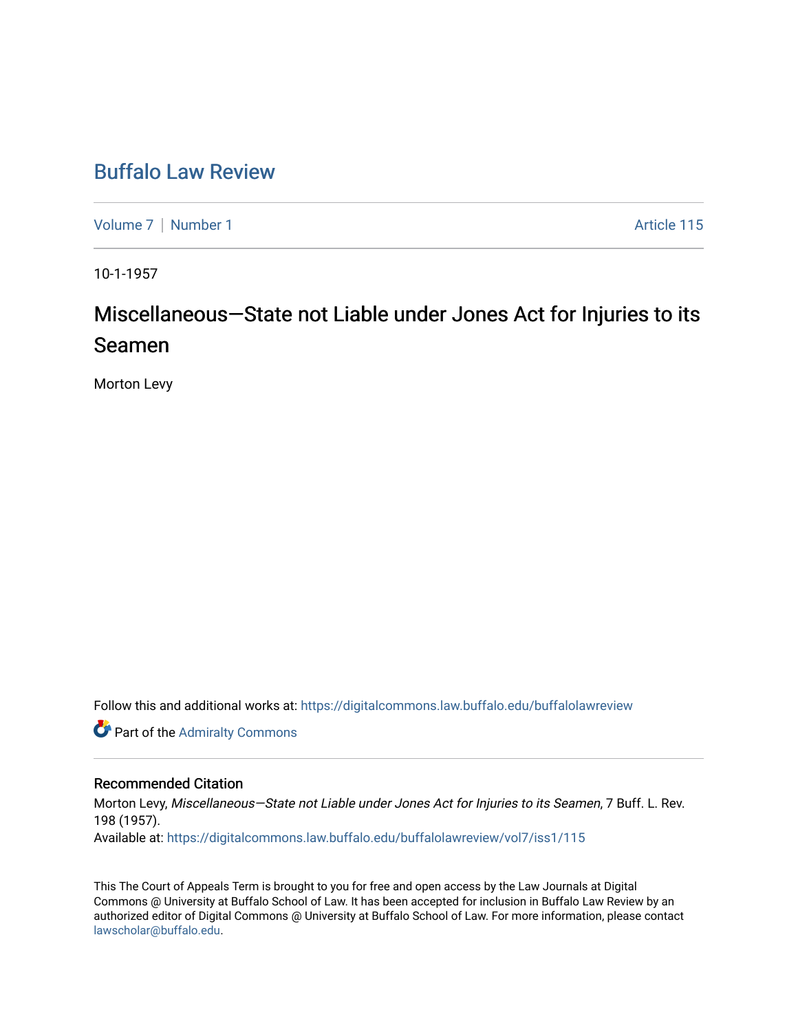# Buffalo Law Review

Volume 7 | Number 1 | Article 115

10-1-1957

## Miscellaneous—State not Liable under Jones Act for Injuries to its Seamen

Morton Levy

Follow this and additional works at: https://digitalcommons.law.buffalo.edu/buffalolawreview

Part of the Admiralty Commons

### Recommended Citation

Morton Levy, *Miscellaneous—State not Liable under Jones Act for Injuries to its Seamen*, 7 Buff. L. Rev. 198 (1957).

Available at: https://digitalcommons.law.buffalo.edu/buffalolawreview/vol7/iss1/115

This The Court of Appeals Term is brought to you for free and open access by the Law Journals at Digital Commons @ University at Buffalo School of Law. It has been accepted for inclusion in Buffalo Law Review by an authorized editor of Digital Commons @ University at Buffalo School of Law. For more information, please contact lawscholar@buffalo.edu.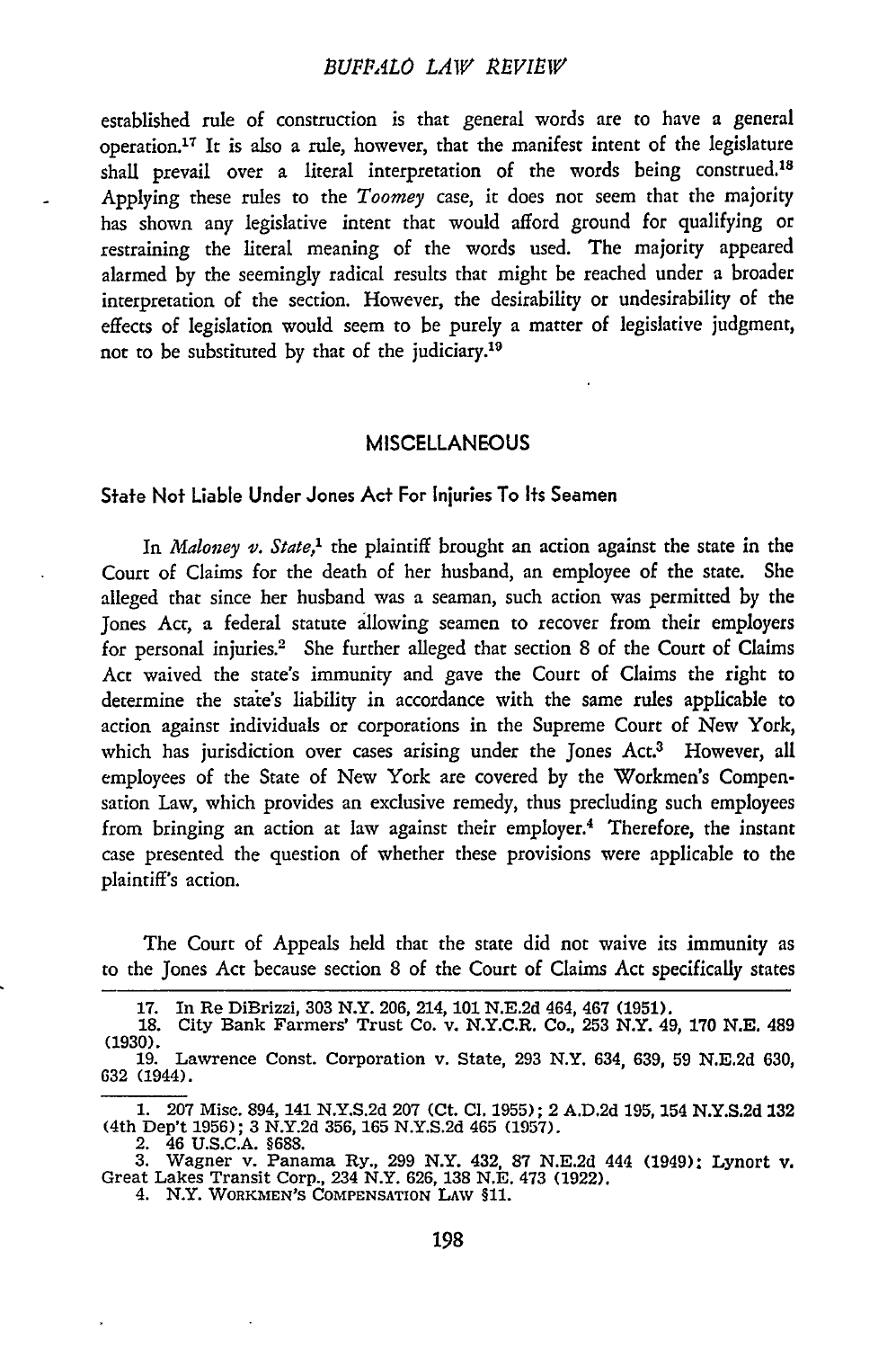established rule of construction is that general words are to have a general operation.[17] It is also a rule, however, that the manifest intent of the legislature shall prevail over a literal interpretation of the words being construed.[18] Applying these rules to the *Toomey* case, it does not seem that the majority has shown any legislative intent that would afford ground for qualifying or restraining the literal meaning of the words used. The majority appeared alarmed by the seemingly radical results that might be reached under a broader interpretation of the section. However, the desirability or undesirability of the effects of legislation would seem to be purely a matter of legislative judgment, not to be substituted by that of the judiciary.[19]

## MISCELLANEOUS

### State Not Liable Under Jones Act For Injuries To Its Seamen

In *Maloney v. State*,[1] the plaintiff brought an action against the state in the Court of Claims for the death of her husband, an employee of the state. She alleged that since her husband was a seaman, such action was permitted by the Jones Act, a federal statute allowing seamen to recover from their employers for personal injuries.[2] She further alleged that section 8 of the Court of Claims Act waived the state's immunity and gave the Court of Claims the right to determine the state's liability in accordance with the same rules applicable to action against individuals or corporations in the Supreme Court of New York, which has jurisdiction over cases arising under the Jones Act.[3] However, all employees of the State of New York are covered by the Workmen's Compensation Law, which provides an exclusive remedy, thus precluding such employees from bringing an action at law against their employer.[4] Therefore, the instant case presented the question of whether these provisions were applicable to the plaintiff's action.

The Court of Appeals held that the state did not waive its immunity as to the Jones Act because section 8 of the Court of Claims Act specifically states

---

17. In Re DiBrizzi, 303 N.Y. 206, 214, 101 N.E.2d 464, 467 (1951).
18. City Bank Farmers' Trust Co. v. N.Y.C.R. Co., 253 N.Y. 49, 170 N.E. 489 (1930).
19. Lawrence Const. Corporation v. State, 293 N.Y. 634, 639, 59 N.E.2d 630, 632 (1944).

---

1. 207 Misc. 894, 141 N.Y.S.2d 207 (Ct. Cl. 1955); 2 A.D.2d 195, 154 N.Y.S.2d 132 (4th Dep't 1956); 3 N.Y.2d 356, 165 N.Y.S.2d 465 (1957).
2. 46 U.S.C.A. §688.
3. Wagner v. Panama Ry., 299 N.Y. 432, 87 N.E.2d 444 (1949); Lynort v. Great Lakes Transit Corp., 234 N.Y. 626, 138 N.E. 473 (1922).
4. N.Y. WORKMEN'S COMPENSATION LAW §11.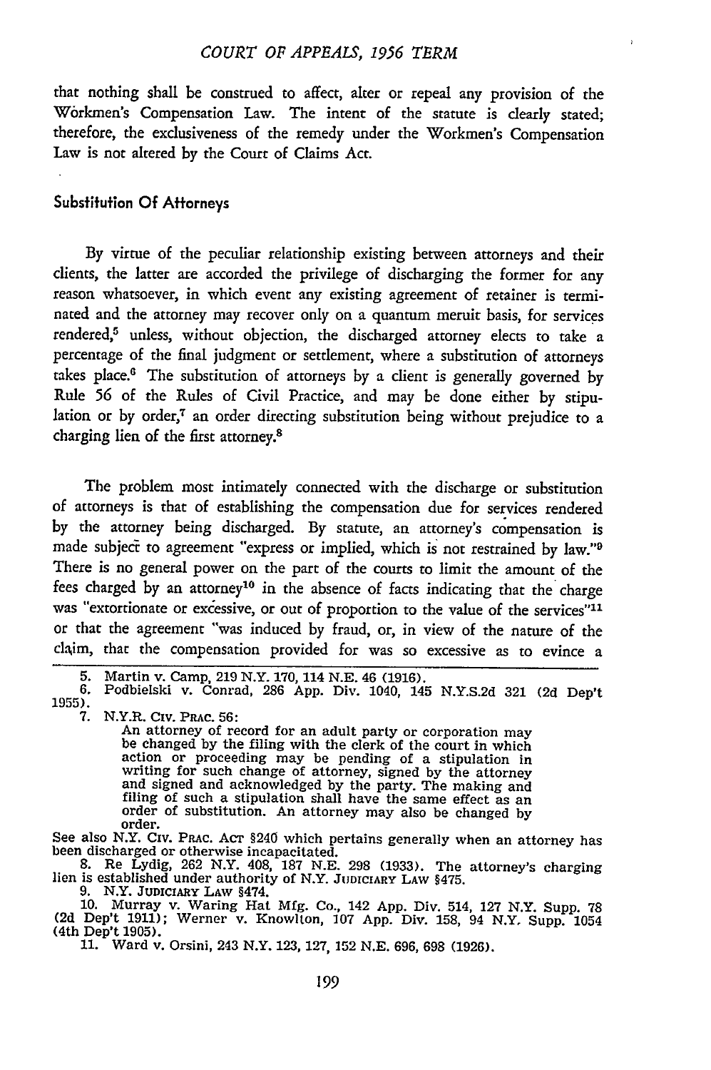that nothing shall be construed to affect, alter or repeal any provision of the Workmen's Compensation Law. The intent of the statute is clearly stated; therefore, the exclusiveness of the remedy under the Workmen's Compensation Law is not altered by the Court of Claims Act.

### Substitution Of Attorneys

By virtue of the peculiar relationship existing between attorneys and their clients, the latter are accorded the privilege of discharging the former for any reason whatsoever, in which event any existing agreement of retainer is terminated and the attorney may recover only on a quantum meruit basis, for services rendered,[5] unless, without objection, the discharged attorney elects to take a percentage of the final judgment or settlement, where a substitution of attorneys takes place.[6] The substitution of attorneys by a client is generally governed by Rule 56 of the Rules of Civil Practice, and may be done either by stipulation or by order,[7] an order directing substitution being without prejudice to a charging lien of the first attorney.[8]

The problem most intimately connected with the discharge or substitution of attorneys is that of establishing the compensation due for services rendered by the attorney being discharged. By statute, an attorney's compensation is made subject to agreement "express or implied, which is not restrained by law."[9] There is no general power on the part of the courts to limit the amount of the fees charged by an attorney[10] in the absence of facts indicating that the charge was "extortionate or excessive, or out of proportion to the value of the services"[11] or that the agreement "was induced by fraud, or, in view of the nature of the claim, that the compensation provided for was so excessive as to evince a

---

5. Martin v. Camp, 219 N.Y. 170, 114 N.E. 46 (1916).

6. Podbielski v. Conrad, 286 App. Div. 1040, 145 N.Y.S.2d 321 (2d Dep't 1955).

7. N.Y.R. Civ. Prac. 56:

> An attorney of record for an adult party or corporation may be changed by the filing with the clerk of the court in which action or proceeding may be pending of a stipulation in writing for such change of attorney, signed by the attorney and signed and acknowledged by the party. The making and filing of such a stipulation shall have the same effect as an order of substitution. An attorney may also be changed by order.

See also N.Y. Civ. Prac. Act §240 which pertains generally when an attorney has been discharged or otherwise incapacitated.

8. Re Lydig, 262 N.Y. 408, 187 N.E. 298 (1933). The attorney's charging lien is established under authority of N.Y. Judiciary Law §475.

9. N.Y. Judiciary Law §474.

10. Murray v. Waring Hat Mfg. Co., 142 App. Div. 514, 127 N.Y. Supp. 78 (2d Dep't 1911); Werner v. Knowlton, 107 App. Div. 158, 94 N.Y. Supp. 1054 (4th Dep't 1905).

11. Ward v. Orsini, 243 N.Y. 123, 127, 152 N.E. 696, 698 (1926).